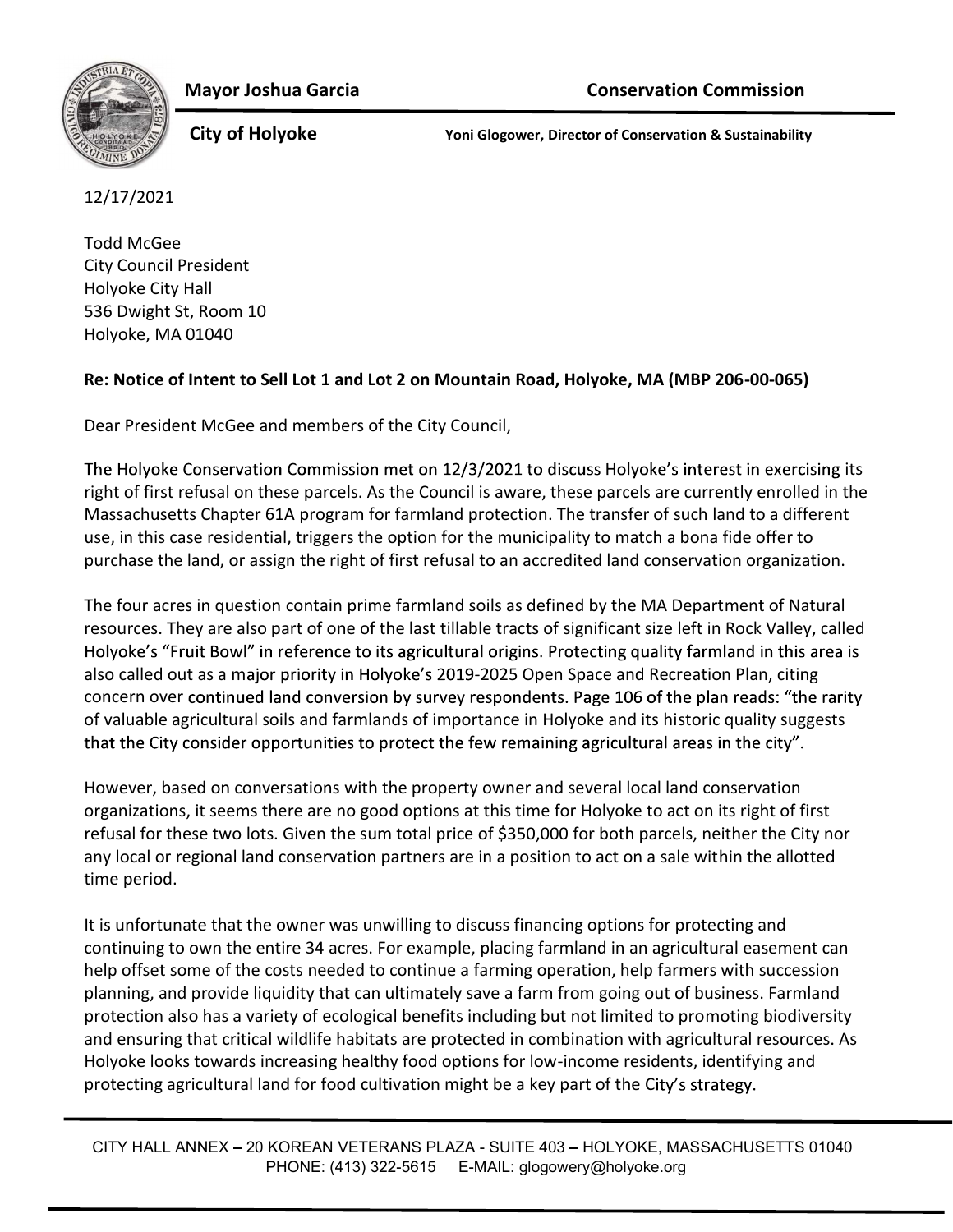**Mayor Joshua Garcia** **Conservation Commission**

**City of Holyoke** **Yoni Glogower, Director of Conservation & Sustainability**

12/17/2021

Todd McGee
City Council President
Holyoke City Hall
536 Dwight St, Room 10
Holyoke, MA 01040

**Re: Notice of Intent to Sell Lot 1 and Lot 2 on Mountain Road, Holyoke, MA (MBP 206-00-065)**

Dear President McGee and members of the City Council,

The Holyoke Conservation Commission met on 12/3/2021 to discuss Holyoke's interest in exercising its right of first refusal on these parcels. As the Council is aware, these parcels are currently enrolled in the Massachusetts Chapter 61A program for farmland protection. The transfer of such land to a different use, in this case residential, triggers the option for the municipality to match a bona fide offer to purchase the land, or assign the right of first refusal to an accredited land conservation organization.

The four acres in question contain prime farmland soils as defined by the MA Department of Natural resources. They are also part of one of the last tillable tracts of significant size left in Rock Valley, called Holyoke's "Fruit Bowl" in reference to its agricultural origins. Protecting quality farmland in this area is also called out as a major priority in Holyoke's 2019-2025 Open Space and Recreation Plan, citing concern over continued land conversion by survey respondents. Page 106 of the plan reads: "the rarity of valuable agricultural soils and farmlands of importance in Holyoke and its historic quality suggests that the City consider opportunities to protect the few remaining agricultural areas in the city".

However, based on conversations with the property owner and several local land conservation organizations, it seems there are no good options at this time for Holyoke to act on its right of first refusal for these two lots. Given the sum total price of $350,000 for both parcels, neither the City nor any local or regional land conservation partners are in a position to act on a sale within the allotted time period.

It is unfortunate that the owner was unwilling to discuss financing options for protecting and continuing to own the entire 34 acres. For example, placing farmland in an agricultural easement can help offset some of the costs needed to continue a farming operation, help farmers with succession planning, and provide liquidity that can ultimately save a farm from going out of business. Farmland protection also has a variety of ecological benefits including but not limited to promoting biodiversity and ensuring that critical wildlife habitats are protected in combination with agricultural resources. As Holyoke looks towards increasing healthy food options for low-income residents, identifying and protecting agricultural land for food cultivation might be a key part of the City's strategy.

CITY HALL ANNEX – 20 KOREAN VETERANS PLAZA - SUITE 403 – HOLYOKE, MASSACHUSETTS 01040
PHONE: (413) 322-5615 E-MAIL: glogowery@holyoke.org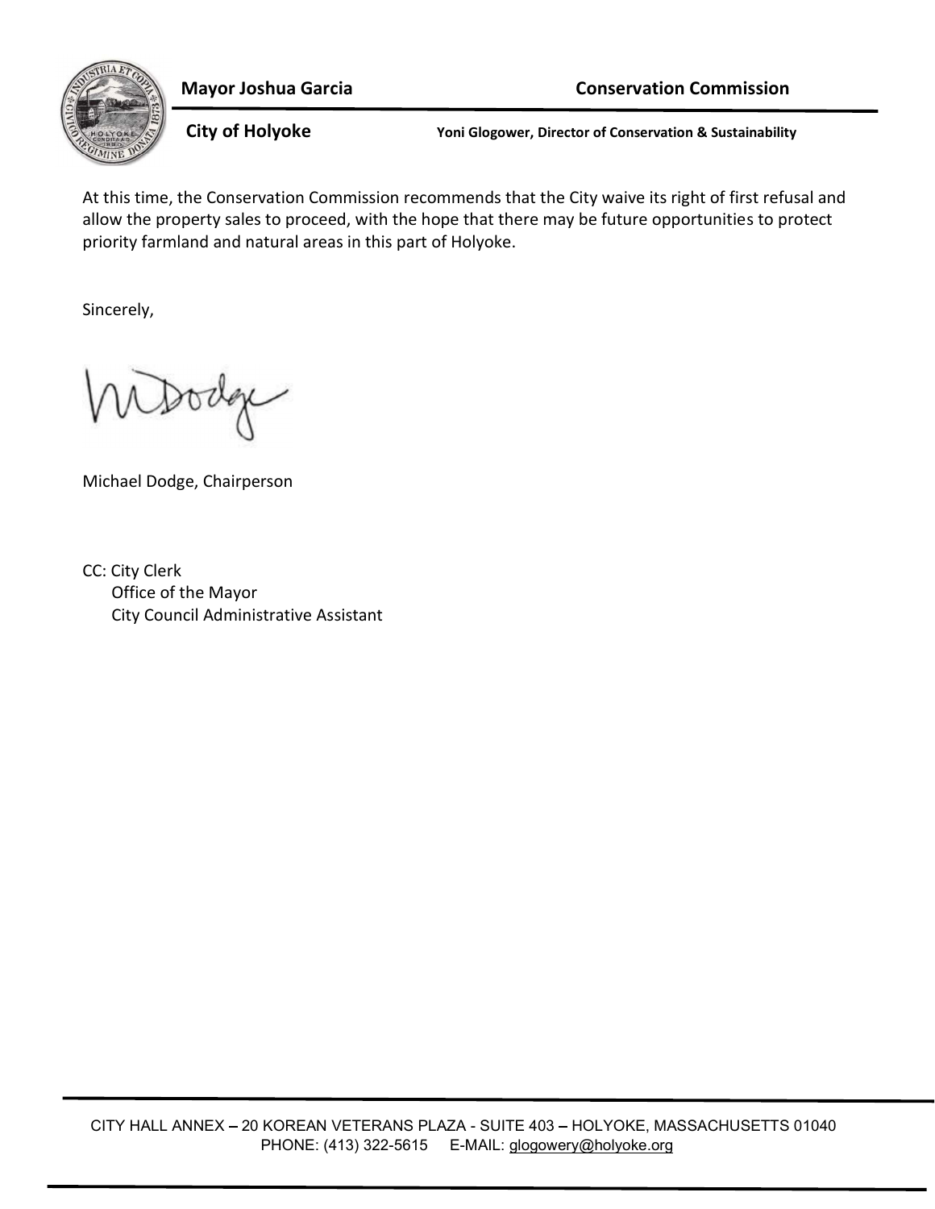At this time, the Conservation Commission recommends that the City waive its right of first refusal and allow the property sales to proceed, with the hope that there may be future opportunities to protect priority farmland and natural areas in this part of Holyoke.

Sincerely,

Michael Dodge, Chairperson

CC: City Clerk
Office of the Mayor
City Council Administrative Assistant